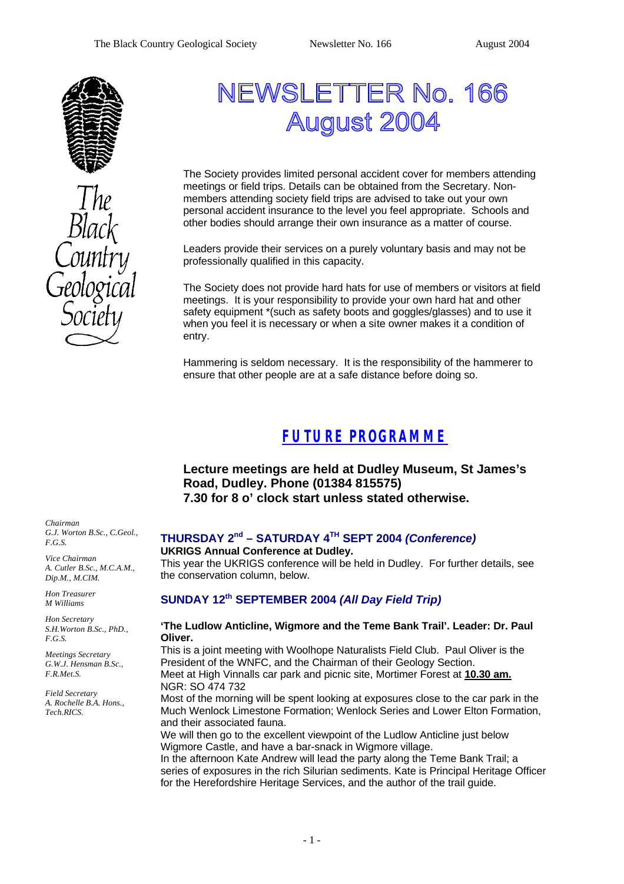# NEWSLETTER No. 166
# August 2004

The Society provides limited personal accident cover for members attending meetings or field trips. Details can be obtained from the Secretary. Non-members attending society field trips are advised to take out your own personal accident insurance to the level you feel appropriate. Schools and other bodies should arrange their own insurance as a matter of course.

Leaders provide their services on a purely voluntary basis and may not be professionally qualified in this capacity.

The Society does not provide hard hats for use of members or visitors at field meetings. It is your responsibility to provide your own hard hat and other safety equipment *(such as safety boots and goggles/glasses) and to use it when you feel it is necessary or when a site owner makes it a condition of entry.

Hammering is seldom necessary. It is the responsibility of the hammerer to ensure that other people are at a safe distance before doing so.

*Chairman*
*G.J. Worton B.Sc., C.Geol., F.G.S.*

*Vice Chairman*
*A. Cutler B.Sc., M.C.A.M., Dip.M., M.CIM.*

*Hon Treasurer*
*M Williams*

*Hon Secretary*
*S.H.Worton B.Sc., PhD., F.G.S.*

*Meetings Secretary*
*G.W.J. Hensman B.Sc., F.R.Met.S.*

*Field Secretary*
*A. Rochelle B.A. Hons., Tech.RICS.*

## FUTURE PROGRAMME

**Lecture meetings are held at Dudley Museum, St James's Road, Dudley. Phone (01384 815575)**
**7.30 for 8 o' clock start unless stated otherwise.**

### THURSDAY 2nd – SATURDAY 4TH SEPT 2004 *(Conference)*

**UKRIGS Annual Conference at Dudley.**

This year the UKRIGS conference will be held in Dudley. For further details, see the conservation column, below.

### SUNDAY 12th SEPTEMBER 2004 *(All Day Field Trip)*

**'The Ludlow Anticline, Wigmore and the Teme Bank Trail'. Leader: Dr. Paul Oliver.**

This is a joint meeting with Woolhope Naturalists Field Club. Paul Oliver is the President of the WNFC, and the Chairman of their Geology Section.

Meet at High Vinnalls car park and picnic site, Mortimer Forest at **10.30 am.**

NGR: SO 474 732

Most of the morning will be spent looking at exposures close to the car park in the Much Wenlock Limestone Formation; Wenlock Series and Lower Elton Formation, and their associated fauna.

We will then go to the excellent viewpoint of the Ludlow Anticline just below Wigmore Castle, and have a bar-snack in Wigmore village.

In the afternoon Kate Andrew will lead the party along the Teme Bank Trail; a series of exposures in the rich Silurian sediments. Kate is Principal Heritage Officer for the Herefordshire Heritage Services, and the author of the trail guide.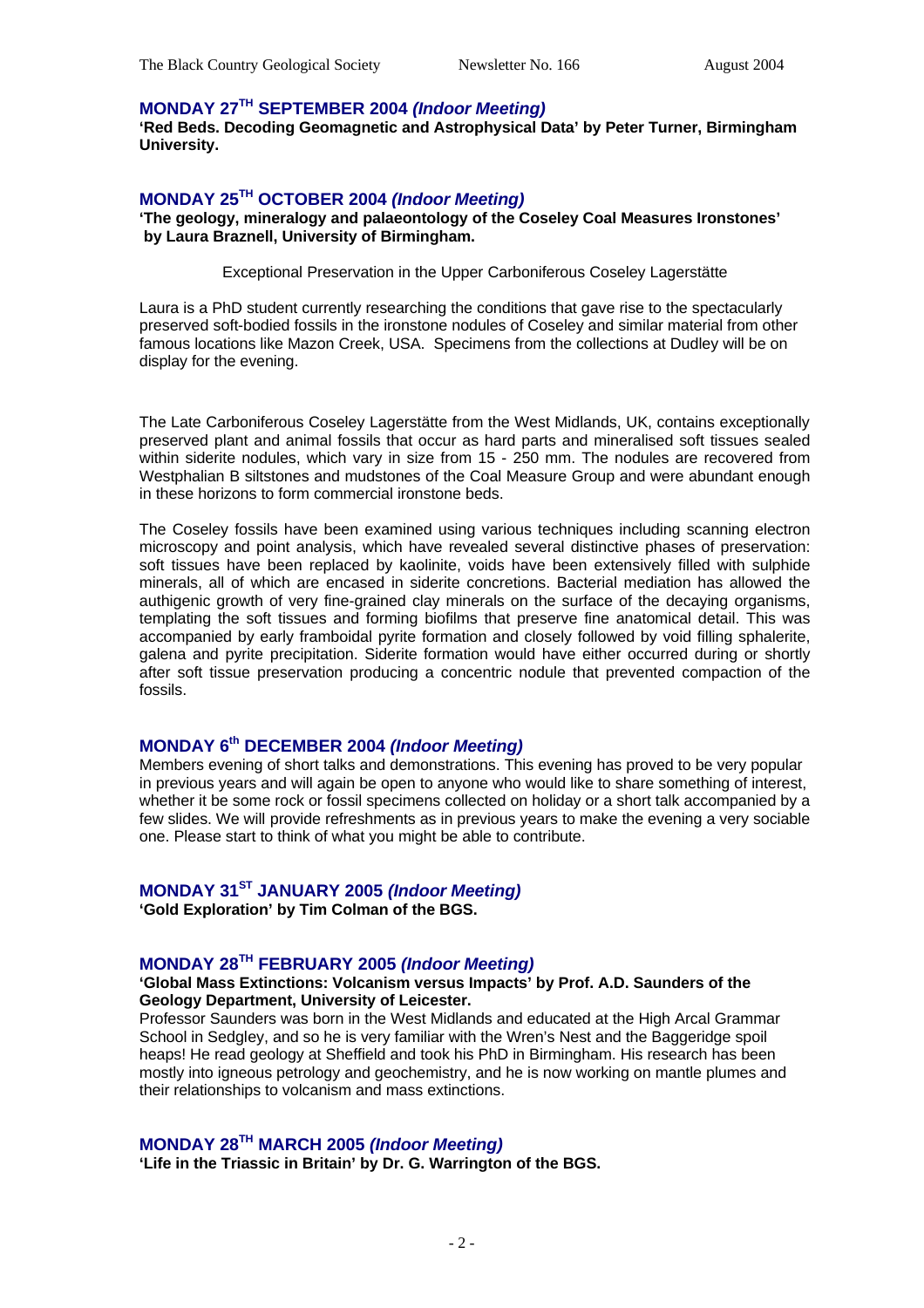## MONDAY 27TH SEPTEMBER 2004 *(Indoor Meeting)*

**'Red Beds. Decoding Geomagnetic and Astrophysical Data' by Peter Turner, Birmingham University.**

## MONDAY 25TH OCTOBER 2004 *(Indoor Meeting)*

**'The geology, mineralogy and palaeontology of the Coseley Coal Measures Ironstones' by Laura Braznell, University of Birmingham.**

Exceptional Preservation in the Upper Carboniferous Coseley Lagerstätte

Laura is a PhD student currently researching the conditions that gave rise to the spectacularly preserved soft-bodied fossils in the ironstone nodules of Coseley and similar material from other famous locations like Mazon Creek, USA. Specimens from the collections at Dudley will be on display for the evening.

The Late Carboniferous Coseley Lagerstätte from the West Midlands, UK, contains exceptionally preserved plant and animal fossils that occur as hard parts and mineralised soft tissues sealed within siderite nodules, which vary in size from 15 - 250 mm. The nodules are recovered from Westphalian B siltstones and mudstones of the Coal Measure Group and were abundant enough in these horizons to form commercial ironstone beds.

The Coseley fossils have been examined using various techniques including scanning electron microscopy and point analysis, which have revealed several distinctive phases of preservation: soft tissues have been replaced by kaolinite, voids have been extensively filled with sulphide minerals, all of which are encased in siderite concretions. Bacterial mediation has allowed the authigenic growth of very fine-grained clay minerals on the surface of the decaying organisms, templating the soft tissues and forming biofilms that preserve fine anatomical detail. This was accompanied by early framboidal pyrite formation and closely followed by void filling sphalerite, galena and pyrite precipitation. Siderite formation would have either occurred during or shortly after soft tissue preservation producing a concentric nodule that prevented compaction of the fossils.

## MONDAY 6th DECEMBER 2004 *(Indoor Meeting)*

Members evening of short talks and demonstrations. This evening has proved to be very popular in previous years and will again be open to anyone who would like to share something of interest, whether it be some rock or fossil specimens collected on holiday or a short talk accompanied by a few slides. We will provide refreshments as in previous years to make the evening a very sociable one. Please start to think of what you might be able to contribute.

## MONDAY 31ST JANUARY 2005 *(Indoor Meeting)*

**'Gold Exploration' by Tim Colman of the BGS.**

## MONDAY 28TH FEBRUARY 2005 *(Indoor Meeting)*

**'Global Mass Extinctions: Volcanism versus Impacts' by Prof. A.D. Saunders of the Geology Department, University of Leicester.**

Professor Saunders was born in the West Midlands and educated at the High Arcal Grammar School in Sedgley, and so he is very familiar with the Wren's Nest and the Baggeridge spoil heaps! He read geology at Sheffield and took his PhD in Birmingham. His research has been mostly into igneous petrology and geochemistry, and he is now working on mantle plumes and their relationships to volcanism and mass extinctions.

## MONDAY 28TH MARCH 2005 *(Indoor Meeting)*

**'Life in the Triassic in Britain' by Dr. G. Warrington of the BGS.**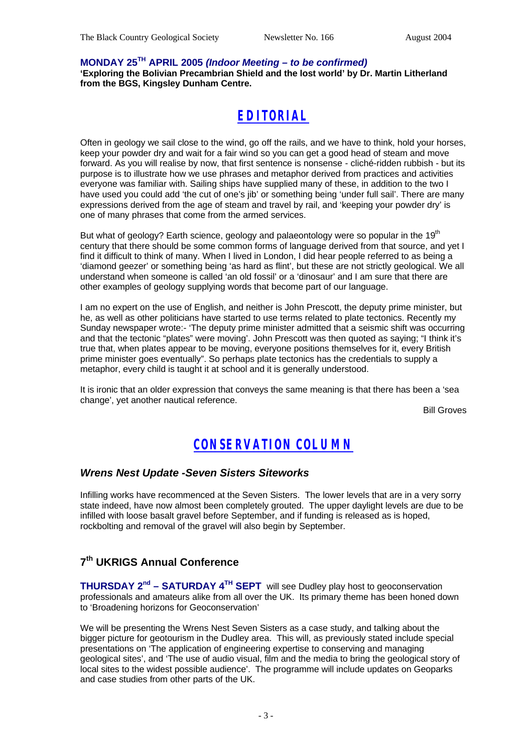**MONDAY 25TH APRIL 2005** ***(Indoor Meeting – to be confirmed)***

**'Exploring the Bolivian Precambrian Shield and the lost world' by Dr. Martin Litherland from the BGS, Kingsley Dunham Centre.**

# EDITORIAL

Often in geology we sail close to the wind, go off the rails, and we have to think, hold your horses, keep your powder dry and wait for a fair wind so you can get a good head of steam and move forward. As you will realise by now, that first sentence is nonsense - cliché-ridden rubbish - but its purpose is to illustrate how we use phrases and metaphor derived from practices and activities everyone was familiar with. Sailing ships have supplied many of these, in addition to the two I have used you could add 'the cut of one's jib' or something being 'under full sail'. There are many expressions derived from the age of steam and travel by rail, and 'keeping your powder dry' is one of many phrases that come from the armed services.

But what of geology? Earth science, geology and palaeontology were so popular in the 19th century that there should be some common forms of language derived from that source, and yet I find it difficult to think of many. When I lived in London, I did hear people referred to as being a 'diamond geezer' or something being 'as hard as flint', but these are not strictly geological. We all understand when someone is called 'an old fossil' or a 'dinosaur' and I am sure that there are other examples of geology supplying words that become part of our language.

I am no expert on the use of English, and neither is John Prescott, the deputy prime minister, but he, as well as other politicians have started to use terms related to plate tectonics. Recently my Sunday newspaper wrote:- 'The deputy prime minister admitted that a seismic shift was occurring and that the tectonic "plates" were moving'. John Prescott was then quoted as saying; "I think it's true that, when plates appear to be moving, everyone positions themselves for it, every British prime minister goes eventually". So perhaps plate tectonics has the credentials to supply a metaphor, every child is taught it at school and it is generally understood.

It is ironic that an older expression that conveys the same meaning is that there has been a 'sea change', yet another nautical reference.

Bill Groves

# CONSERVATION COLUMN

### *Wrens Nest Update -Seven Sisters Siteworks*

Infilling works have recommenced at the Seven Sisters. The lower levels that are in a very sorry state indeed, have now almost been completely grouted. The upper daylight levels are due to be infilled with loose basalt gravel before September, and if funding is released as is hoped, rockbolting and removal of the gravel will also begin by September.

## 7th UKRIGS Annual Conference

**THURSDAY 2nd – SATURDAY 4TH SEPT** will see Dudley play host to geoconservation professionals and amateurs alike from all over the UK. Its primary theme has been honed down to 'Broadening horizons for Geoconservation'

We will be presenting the Wrens Nest Seven Sisters as a case study, and talking about the bigger picture for geotourism in the Dudley area. This will, as previously stated include special presentations on 'The application of engineering expertise to conserving and managing geological sites', and 'The use of audio visual, film and the media to bring the geological story of local sites to the widest possible audience'. The programme will include updates on Geoparks and case studies from other parts of the UK.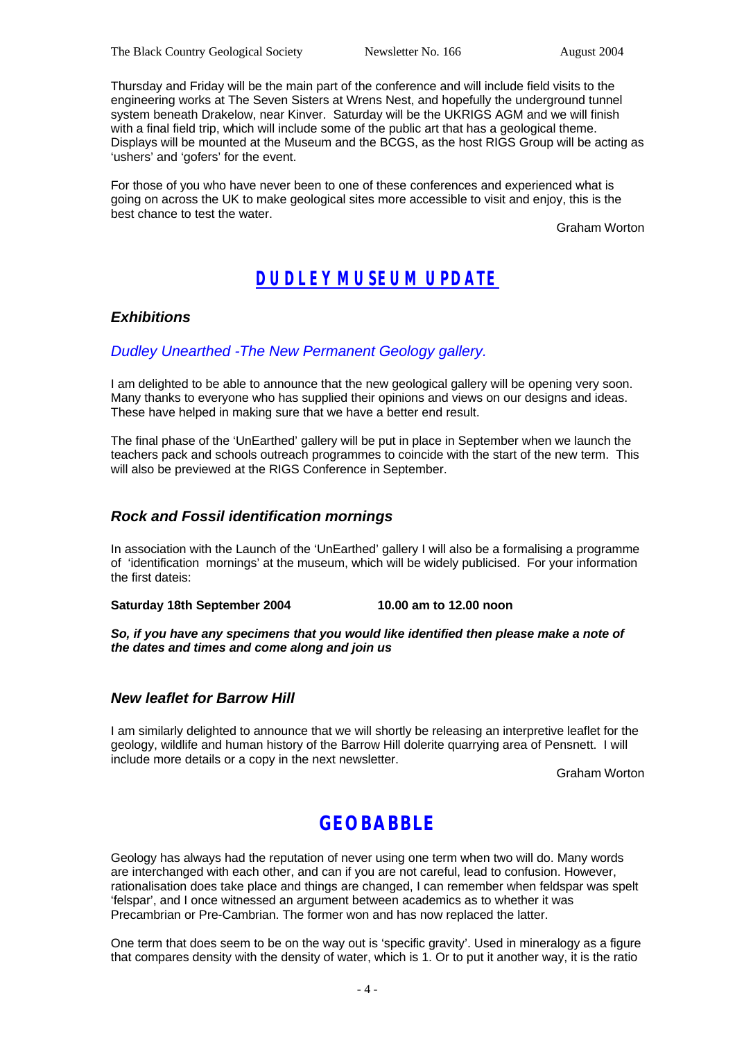Thursday and Friday will be the main part of the conference and will include field visits to the engineering works at The Seven Sisters at Wrens Nest, and hopefully the underground tunnel system beneath Drakelow, near Kinver. Saturday will be the UKRIGS AGM and we will finish with a final field trip, which will include some of the public art that has a geological theme. Displays will be mounted at the Museum and the BCGS, as the host RIGS Group will be acting as 'ushers' and 'gofers' for the event.

For those of you who have never been to one of these conferences and experienced what is going on across the UK to make geological sites more accessible to visit and enjoy, this is the best chance to test the water.

Graham Worton

## DUDLEY MUSEUM UPDATE

### *Exhibitions*

*Dudley Unearthed -The New Permanent Geology gallery.*

I am delighted to be able to announce that the new geological gallery will be opening very soon. Many thanks to everyone who has supplied their opinions and views on our designs and ideas. These have helped in making sure that we have a better end result.

The final phase of the 'UnEarthed' gallery will be put in place in September when we launch the teachers pack and schools outreach programmes to coincide with the start of the new term. This will also be previewed at the RIGS Conference in September.

### *Rock and Fossil identification mornings*

In association with the Launch of the 'UnEarthed' gallery I will also be a formalising a programme of 'identification mornings' at the museum, which will be widely publicised. For your information the first dateis:

**Saturday 18th September 2004 10.00 am to 12.00 noon**

***So, if you have any specimens that you would like identified then please make a note of the dates and times and come along and join us***

### *New leaflet for Barrow Hill*

I am similarly delighted to announce that we will shortly be releasing an interpretive leaflet for the geology, wildlife and human history of the Barrow Hill dolerite quarrying area of Pensnett. I will include more details or a copy in the next newsletter.

Graham Worton

## GEOBABBLE

Geology has always had the reputation of never using one term when two will do. Many words are interchanged with each other, and can if you are not careful, lead to confusion. However, rationalisation does take place and things are changed, I can remember when feldspar was spelt 'felspar', and I once witnessed an argument between academics as to whether it was Precambrian or Pre-Cambrian. The former won and has now replaced the latter.

One term that does seem to be on the way out is 'specific gravity'. Used in mineralogy as a figure that compares density with the density of water, which is 1. Or to put it another way, it is the ratio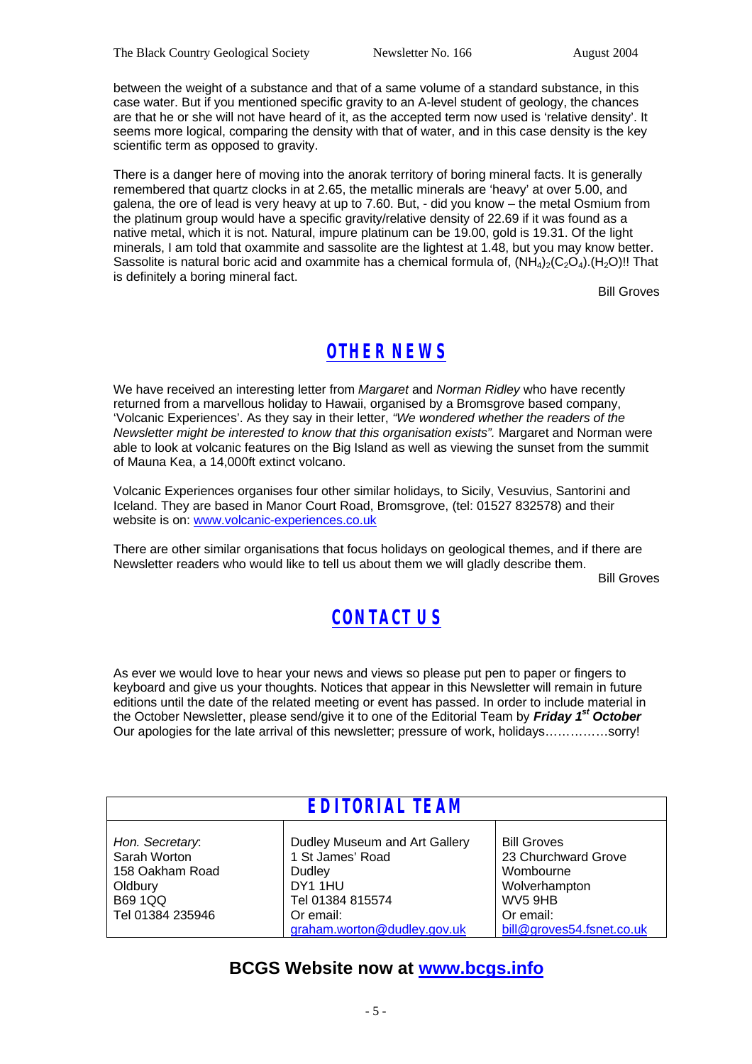between the weight of a substance and that of a same volume of a standard substance, in this case water. But if you mentioned specific gravity to an A-level student of geology, the chances are that he or she will not have heard of it, as the accepted term now used is 'relative density'. It seems more logical, comparing the density with that of water, and in this case density is the key scientific term as opposed to gravity.

There is a danger here of moving into the anorak territory of boring mineral facts. It is generally remembered that quartz clocks in at 2.65, the metallic minerals are 'heavy' at over 5.00, and galena, the ore of lead is very heavy at up to 7.60. But, - did you know – the metal Osmium from the platinum group would have a specific gravity/relative density of 22.69 if it was found as a native metal, which it is not. Natural, impure platinum can be 19.00, gold is 19.31. Of the light minerals, I am told that oxammite and sassolite are the lightest at 1.48, but you may know better. Sassolite is natural boric acid and oxammite has a chemical formula of, $(NH_4)_2(C_2O_4).(H_2O)$!! That is definitely a boring mineral fact.

Bill Groves

## OTHER NEWS

We have received an interesting letter from *Margaret* and *Norman Ridley* who have recently returned from a marvellous holiday to Hawaii, organised by a Bromsgrove based company, 'Volcanic Experiences'. As they say in their letter, *"We wondered whether the readers of the Newsletter might be interested to know that this organisation exists".* Margaret and Norman were able to look at volcanic features on the Big Island as well as viewing the sunset from the summit of Mauna Kea, a 14,000ft extinct volcano.

Volcanic Experiences organises four other similar holidays, to Sicily, Vesuvius, Santorini and Iceland. They are based in Manor Court Road, Bromsgrove, (tel: 01527 832578) and their website is on: www.volcanic-experiences.co.uk

There are other similar organisations that focus holidays on geological themes, and if there are Newsletter readers who would like to tell us about them we will gladly describe them.

Bill Groves

## CONTACT US

As ever we would love to hear your news and views so please put pen to paper or fingers to keyboard and give us your thoughts. Notices that appear in this Newsletter will remain in future editions until the date of the related meeting or event has passed. In order to include material in the October Newsletter, please send/give it to one of the Editorial Team by ***Friday 1st October***
Our apologies for the late arrival of this newsletter; pressure of work, holidays……………sorry!

## EDITORIAL TEAM

| | | |
|---|---|---|
| *Hon. Secretary*:<br>Sarah Worton<br>158 Oakham Road<br>Oldbury<br>B69 1QQ<br>Tel 01384 235946 | Dudley Museum and Art Gallery<br>1 St James' Road<br>Dudley<br>DY1 1HU<br>Tel 01384 815574<br>Or email:<br>graham.worton@dudley.gov.uk | Bill Groves<br>23 Churchward Grove<br>Wombourne<br>Wolverhampton<br>WV5 9HB<br>Or email:<br>bill@groves54.fsnet.co.uk |

**BCGS Website now at www.bcgs.info**